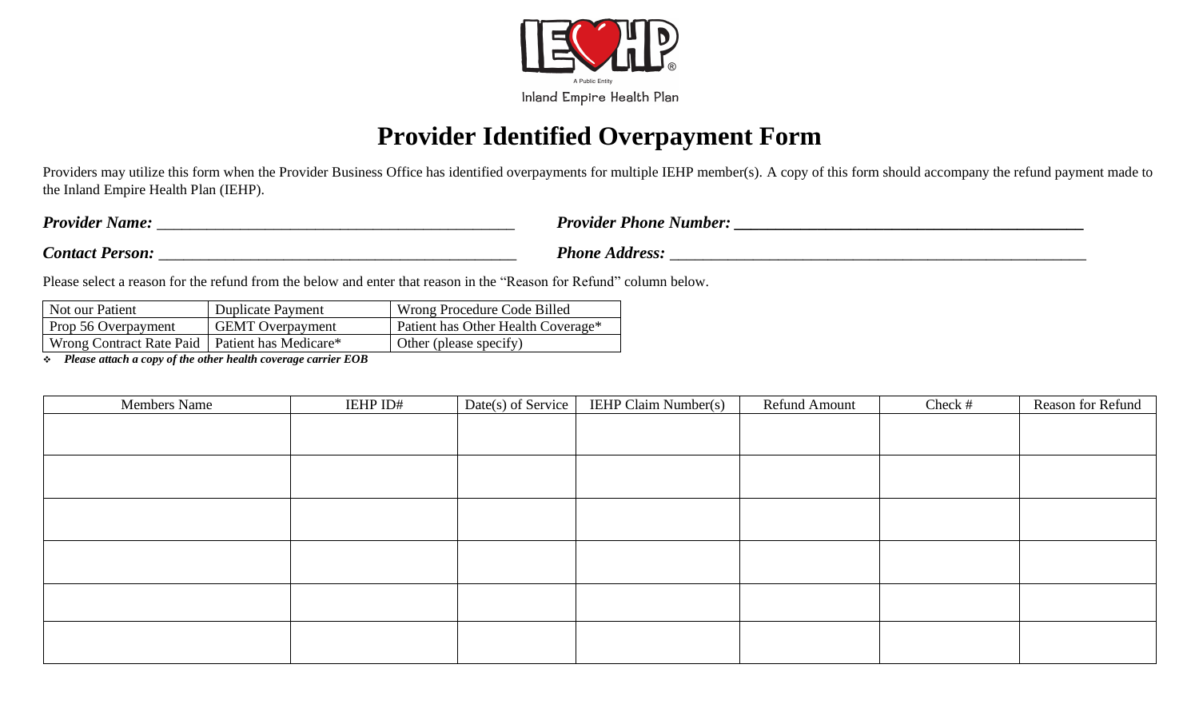A Public Entity

Inland Empire Health Plan

# Provider Identified Overpayment Form

Providers may utilize this form when the Provider Business Office has identified overpayments for multiple IEHP member(s). A copy of this form should accompany the refund payment made to the Inland Empire Health Plan (IEHP).

***Provider Name:*** _____________________________________________ ***Provider Phone Number:*** _____________________________________________

***Contact Person:*** _____________________________________________ ***Phone Address:*** _____________________________________________

Please select a reason for the refund from the below and enter that reason in the "Reason for Refund" column below.

| Not our Patient | Duplicate Payment | Wrong Procedure Code Billed |
|---|---|---|
| Prop 56 Overpayment | GEMT Overpayment | Patient has Other Health Coverage* |
| Wrong Contract Rate Paid | Patient has Medicare* | Other (please specify) |

- ***Please attach a copy of the other health coverage carrier EOB***

| Members Name | IEHP ID# | Date(s) of Service | IEHP Claim Number(s) | Refund Amount | Check # | Reason for Refund |
|---|---|---|---|---|---|---|
| | | | | | | |
| | | | | | | |
| | | | | | | |
| | | | | | | |
| | | | | | | |
| | | | | | | |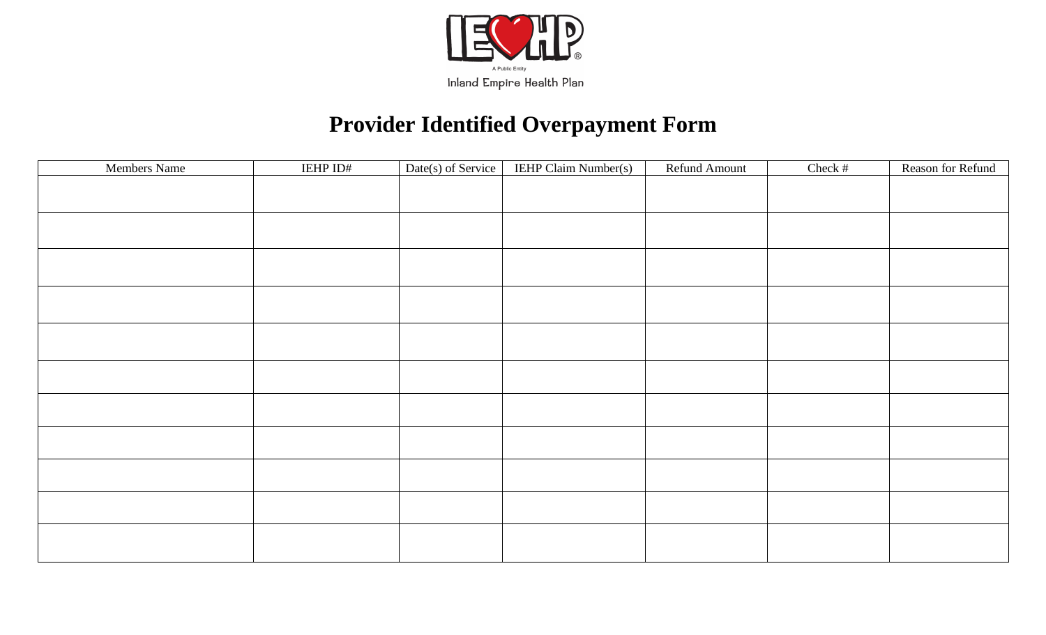Inland Empire Health Plan

# Provider Identified Overpayment Form

| Members Name | IEHP ID# | Date(s) of Service | IEHP Claim Number(s) | Refund Amount | Check # | Reason for Refund |
|---|---|---|---|---|---|---|
| | | | | | | |
| | | | | | | |
| | | | | | | |
| | | | | | | |
| | | | | | | |
| | | | | | | |
| | | | | | | |
| | | | | | | |
| | | | | | | |
| | | | | | | |
| | | | | | | |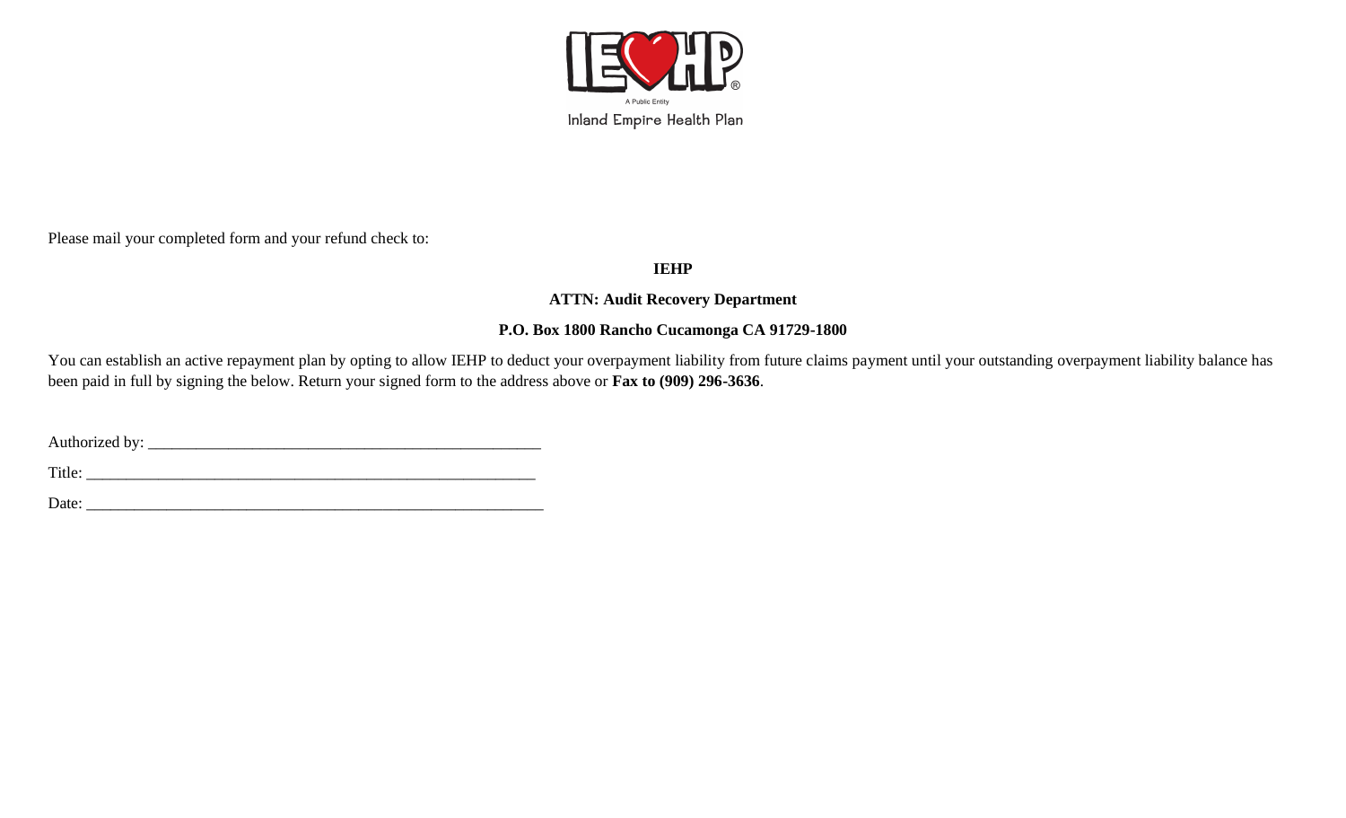Inland Empire Health Plan

Please mail your completed form and your refund check to:

**IEHP**

**ATTN: Audit Recovery Department**

**P.O. Box 1800 Rancho Cucamonga CA 91729-1800**

You can establish an active repayment plan by opting to allow IEHP to deduct your overpayment liability from future claims payment until your outstanding overpayment liability balance has been paid in full by signing the below. Return your signed form to the address above or **Fax to (909) 296-3636**.

Authorized by: ___________________________________________________

Title: _________________________________________________________

Date: __________________________________________________________